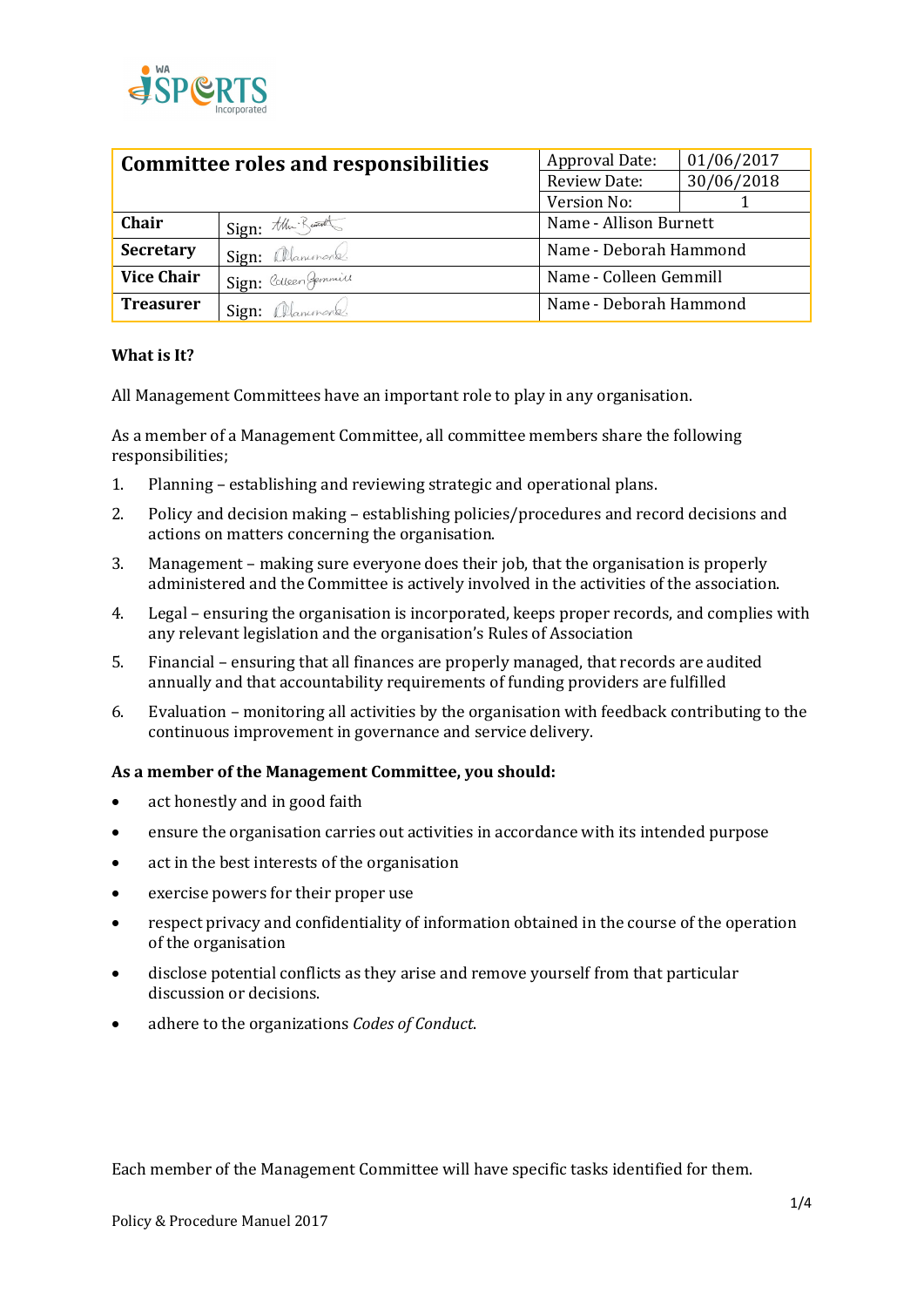| Committee roles and responsibilities | | Approval Date: | 01/06/2017 |
|---|---|---|---|
| | | Review Date: | 30/06/2018 |
| | | Version No: | 1 |
| **Chair** | Sign: | Name - Allison Burnett | |
| **Secretary** | Sign: | Name - Deborah Hammond | |
| **Vice Chair** | Sign: | Name - Colleen Gemmill | |
| **Treasurer** | Sign: | Name - Deborah Hammond | |

**What is It?**

All Management Committees have an important role to play in any organisation.

As a member of a Management Committee, all committee members share the following responsibilities;

1. Planning – establishing and reviewing strategic and operational plans.
2. Policy and decision making – establishing policies/procedures and record decisions and actions on matters concerning the organisation.
3. Management – making sure everyone does their job, that the organisation is properly administered and the Committee is actively involved in the activities of the association.
4. Legal – ensuring the organisation is incorporated, keeps proper records, and complies with any relevant legislation and the organisation's Rules of Association
5. Financial – ensuring that all finances are properly managed, that records are audited annually and that accountability requirements of funding providers are fulfilled
6. Evaluation – monitoring all activities by the organisation with feedback contributing to the continuous improvement in governance and service delivery.

**As a member of the Management Committee, you should:**

- act honestly and in good faith
- ensure the organisation carries out activities in accordance with its intended purpose
- act in the best interests of the organisation
- exercise powers for their proper use
- respect privacy and confidentiality of information obtained in the course of the operation of the organisation
- disclose potential conflicts as they arise and remove yourself from that particular discussion or decisions.
- adhere to the organizations *Codes of Conduct*.

Each member of the Management Committee will have specific tasks identified for them.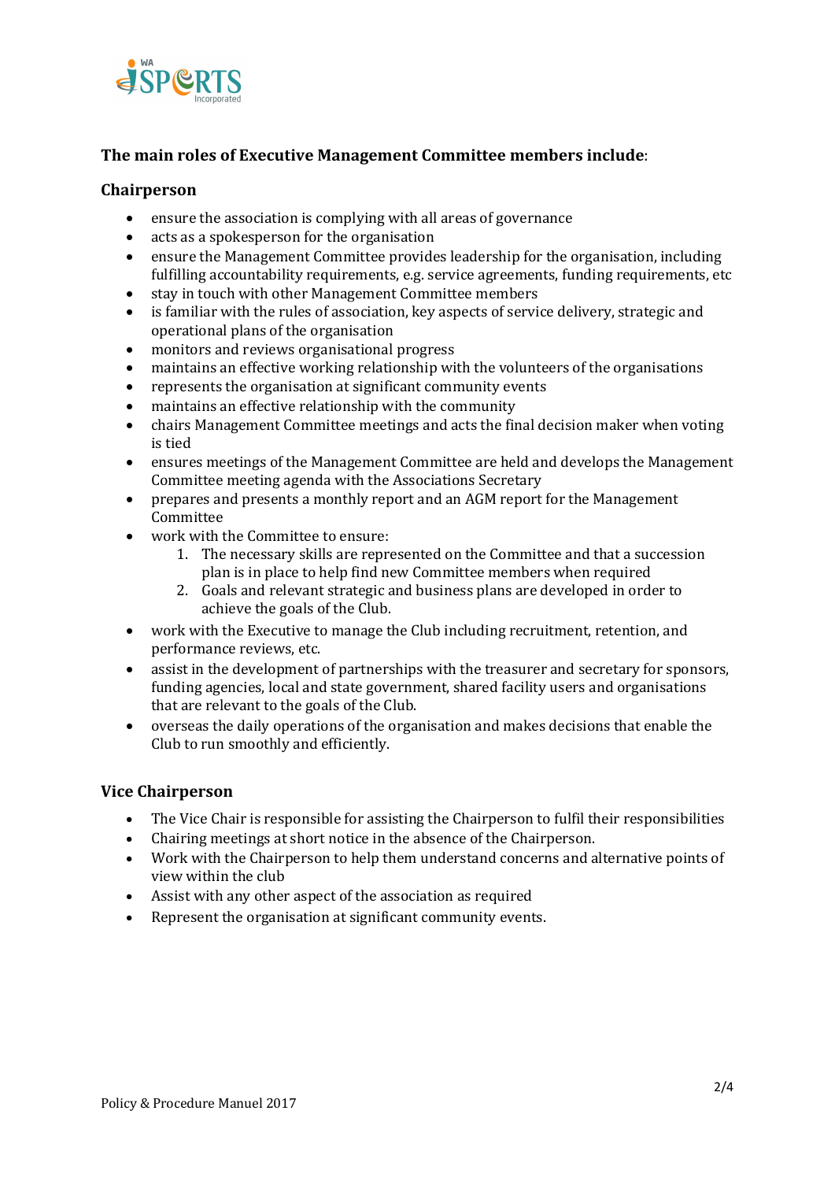## The main roles of Executive Management Committee members include:

### Chairperson

- ensure the association is complying with all areas of governance
- acts as a spokesperson for the organisation
- ensure the Management Committee provides leadership for the organisation, including fulfilling accountability requirements, e.g. service agreements, funding requirements, etc
- stay in touch with other Management Committee members
- is familiar with the rules of association, key aspects of service delivery, strategic and operational plans of the organisation
- monitors and reviews organisational progress
- maintains an effective working relationship with the volunteers of the organisations
- represents the organisation at significant community events
- maintains an effective relationship with the community
- chairs Management Committee meetings and acts the final decision maker when voting is tied
- ensures meetings of the Management Committee are held and develops the Management Committee meeting agenda with the Associations Secretary
- prepares and presents a monthly report and an AGM report for the Management Committee
- work with the Committee to ensure:
    1. The necessary skills are represented on the Committee and that a succession plan is in place to help find new Committee members when required
    2. Goals and relevant strategic and business plans are developed in order to achieve the goals of the Club.
- work with the Executive to manage the Club including recruitment, retention, and performance reviews, etc.
- assist in the development of partnerships with the treasurer and secretary for sponsors, funding agencies, local and state government, shared facility users and organisations that are relevant to the goals of the Club.
- overseas the daily operations of the organisation and makes decisions that enable the Club to run smoothly and efficiently.

### Vice Chairperson

- The Vice Chair is responsible for assisting the Chairperson to fulfil their responsibilities
- Chairing meetings at short notice in the absence of the Chairperson.
- Work with the Chairperson to help them understand concerns and alternative points of view within the club
- Assist with any other aspect of the association as required
- Represent the organisation at significant community events.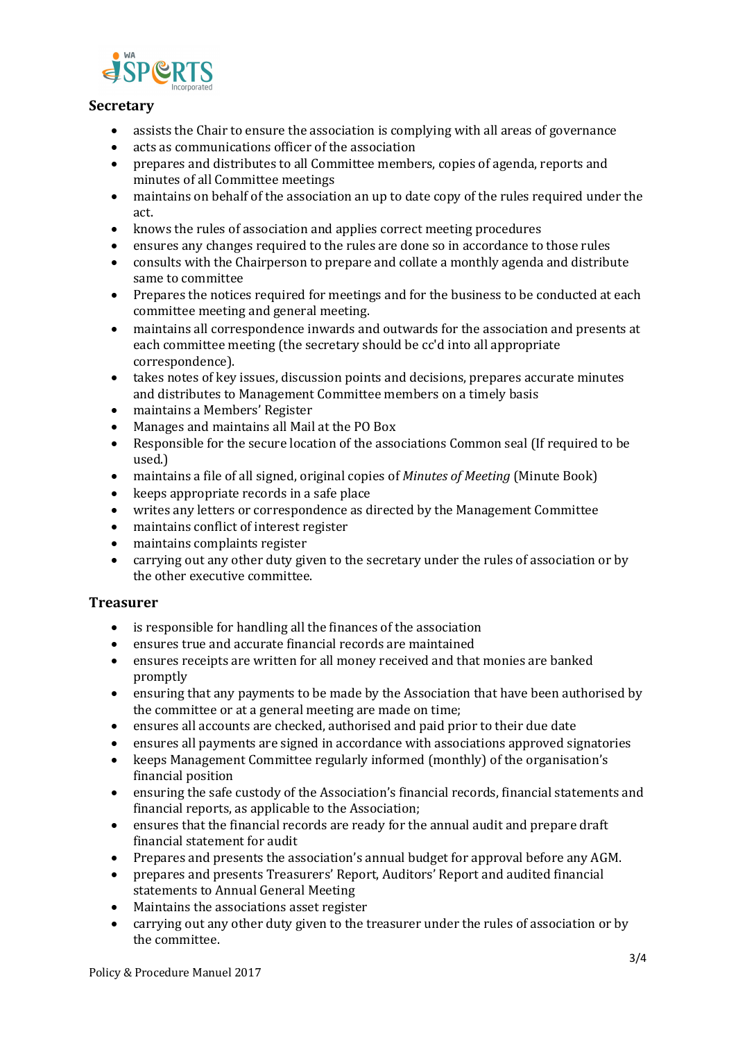## Secretary

- assists the Chair to ensure the association is complying with all areas of governance
- acts as communications officer of the association
- prepares and distributes to all Committee members, copies of agenda, reports and minutes of all Committee meetings
- maintains on behalf of the association an up to date copy of the rules required under the act.
- knows the rules of association and applies correct meeting procedures
- ensures any changes required to the rules are done so in accordance to those rules
- consults with the Chairperson to prepare and collate a monthly agenda and distribute same to committee
- Prepares the notices required for meetings and for the business to be conducted at each committee meeting and general meeting.
- maintains all correspondence inwards and outwards for the association and presents at each committee meeting (the secretary should be cc'd into all appropriate correspondence).
- takes notes of key issues, discussion points and decisions, prepares accurate minutes and distributes to Management Committee members on a timely basis
- maintains a Members' Register
- Manages and maintains all Mail at the PO Box
- Responsible for the secure location of the associations Common seal (If required to be used.)
- maintains a file of all signed, original copies of *Minutes of Meeting* (Minute Book)
- keeps appropriate records in a safe place
- writes any letters or correspondence as directed by the Management Committee
- maintains conflict of interest register
- maintains complaints register
- carrying out any other duty given to the secretary under the rules of association or by the other executive committee.

## Treasurer

- is responsible for handling all the finances of the association
- ensures true and accurate financial records are maintained
- ensures receipts are written for all money received and that monies are banked promptly
- ensuring that any payments to be made by the Association that have been authorised by the committee or at a general meeting are made on time;
- ensures all accounts are checked, authorised and paid prior to their due date
- ensures all payments are signed in accordance with associations approved signatories
- keeps Management Committee regularly informed (monthly) of the organisation's financial position
- ensuring the safe custody of the Association's financial records, financial statements and financial reports, as applicable to the Association;
- ensures that the financial records are ready for the annual audit and prepare draft financial statement for audit
- Prepares and presents the association's annual budget for approval before any AGM.
- prepares and presents Treasurers' Report, Auditors' Report and audited financial statements to Annual General Meeting
- Maintains the associations asset register
- carrying out any other duty given to the treasurer under the rules of association or by the committee.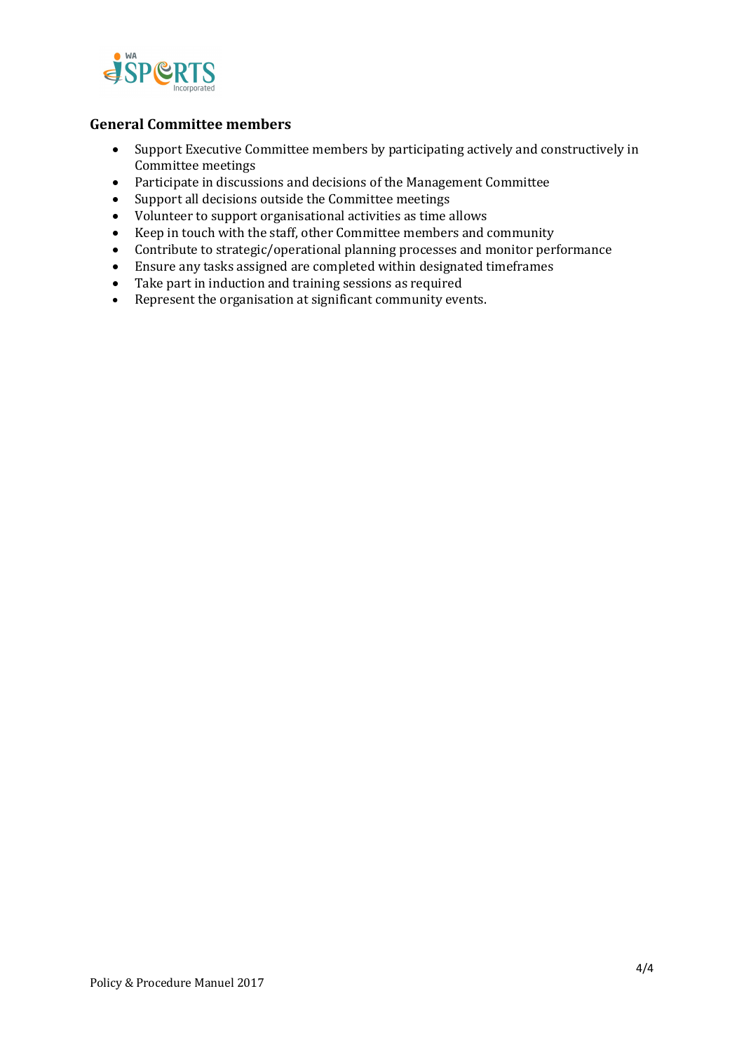### General Committee members

- Support Executive Committee members by participating actively and constructively in Committee meetings
- Participate in discussions and decisions of the Management Committee
- Support all decisions outside the Committee meetings
- Volunteer to support organisational activities as time allows
- Keep in touch with the staff, other Committee members and community
- Contribute to strategic/operational planning processes and monitor performance
- Ensure any tasks assigned are completed within designated timeframes
- Take part in induction and training sessions as required
- Represent the organisation at significant community events.